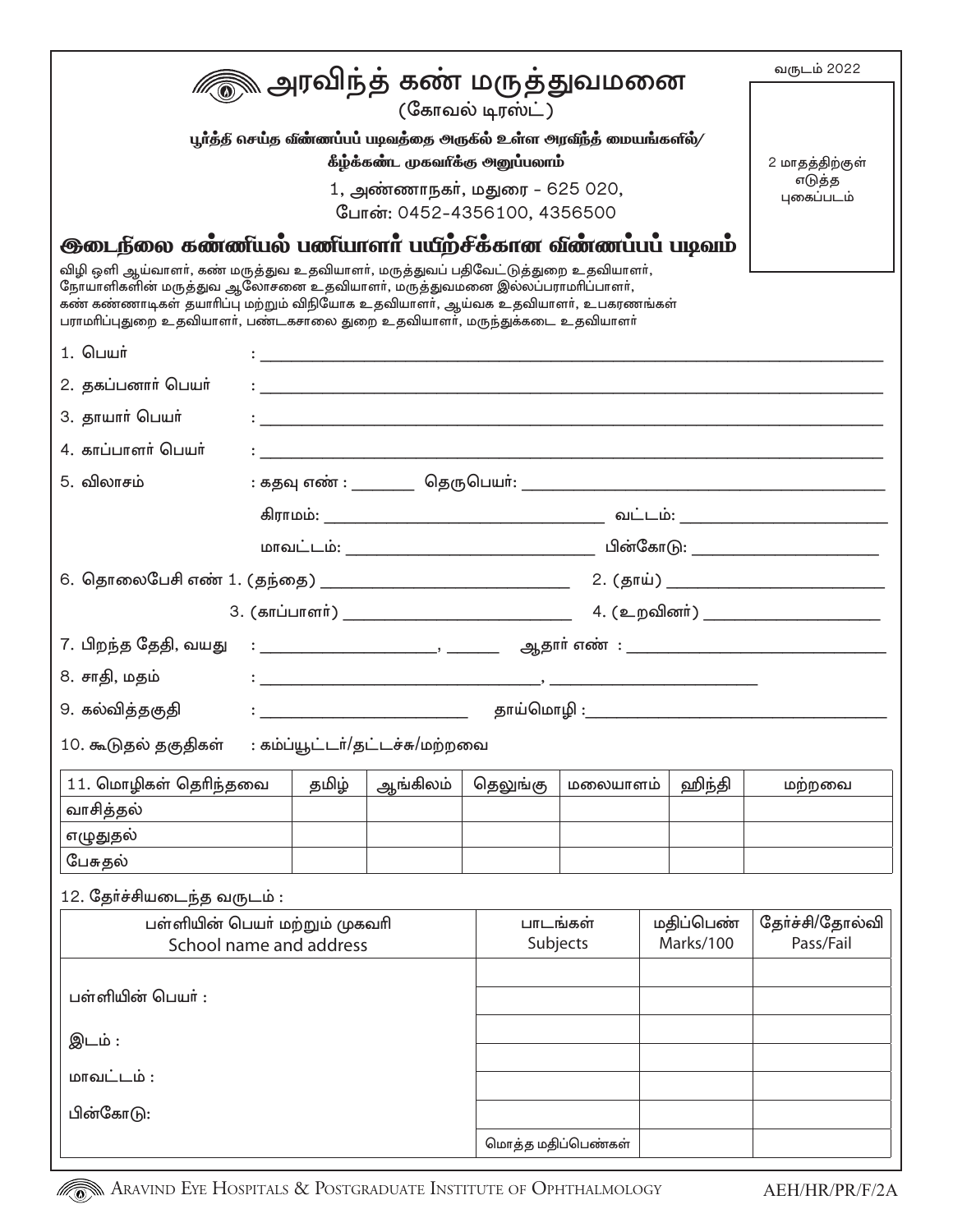வருடம் 2022

# அரவிந்த் கண் மருத்துவமனை

(கோவல் டிரஸ்ட்)

**பூர்த்தி செய்த விண்ணப்பப் படிவத்தை அருகில் உள்ள அரவிந்த் மையங்களில்/ கீழ்க்கண்ட முகவரிக்கு அனுப்பலாம்**

1, அண்ணாநகர், மதுரை - 625 020,
போன்: 0452-4356100, 4356500

2 மாதத்திற்குள் எடுத்த புகைப்படம்

## இடைநிலை கண்ணியல் பணியாளர் பயிற்சிக்கான விண்ணப்பப் படிவம்

விழி ஒளி ஆய்வாளர், கண் மருத்துவ உதவியாளர், மருத்துவப் பதிவேட்டுத்துறை உதவியாளர், நோயாளிகளின் மருத்துவ ஆலோசனை உதவியாளர், மருத்துவமனை இல்லப்பராமரிப்பாளர், கண் கண்ணாடிகள் தயாரிப்பு மற்றும் விநியோக உதவியாளர், ஆய்வக உதவியாளர், உபகரணங்கள் பராமரிப்புதுறை உதவியாளர், பண்டகசாலை துறை உதவியாளர், மருந்துக்கடை உதவியாளர்

1. பெயர் : ______________________________
2. தகப்பனார் பெயர் : ______________________________
3. தாயார் பெயர் : ______________________________
4. காப்பாளர் பெயர் : ______________________________
5. விலாசம் : கதவு எண் : ________ தெருபெயர்: ______________________________

   கிராமம்: ______________________ வட்டம்: ______________________

   மாவட்டம்: ______________________ பின்கோடு: ______________________
6. தொலைபேசி எண் 1. (தந்தை) ______________________ 2. (தாய்) ______________________

   3. (காப்பாளர்) ______________________ 4. (உறவினர்) ______________________
7. பிறந்த தேதி, வயது : ______________________, ________ ஆதார் எண் : ______________________
8. சாதி, மதம் : ______________________, ______________________
9. கல்வித்தகுதி : ______________________ தாய்மொழி : ______________________
10. கூடுதல் தகுதிகள் : கம்ப்யூட்டர்/தட்டச்சு/மற்றவை

| 11. மொழிகள் தெரிந்தவை | தமிழ் | ஆங்கிலம் | தெலுங்கு | மலையாளம் | ஹிந்தி | மற்றவை |
|---|---|---|---|---|---|---|
| வாசித்தல் | | | | | | |
| எழுதுதல் | | | | | | |
| பேசுதல் | | | | | | |

12. தேர்ச்சியடைந்த வருடம் :

| பள்ளியின் பெயர் மற்றும் முகவரி<br>School name and address | பாடங்கள்<br>Subjects | மதிப்பெண்<br>Marks/100 | தேர்ச்சி/தோல்வி<br>Pass/Fail |
|---|---|---|---|
| பள்ளியின் பெயர் : | | | |
| இடம் : | | | |
| மாவட்டம் : | | | |
| பின்கோடு: | | | |
| | | | |
| | | | |
| | மொத்த மதிப்பெண்கள் | | |

ARAVIND EYE HOSPITALS & POSTGRADUATE INSTITUTE OF OPHTHALMOLOGY AEH/HR/PR/F/2A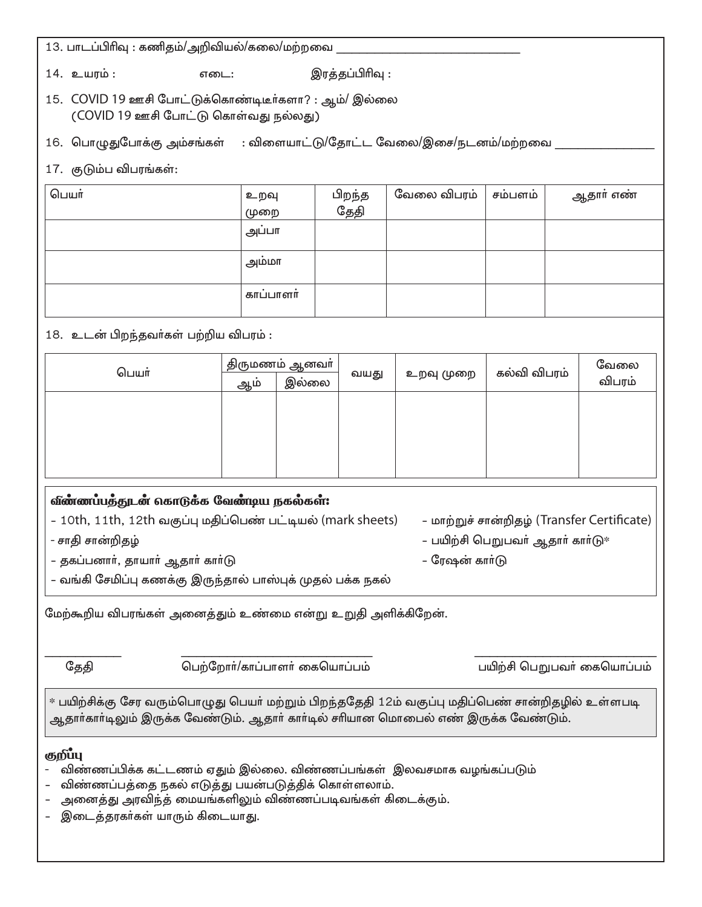13. பாடப்பிரிவு : கணிதம்/அறிவியல்/கலை/மற்றவை ____________________________

14. உயரம் : எடை: இரத்தப்பிரிவு :

15. COVID 19 ஊசி போட்டுக்கொண்டீர்களா? : ஆம்/ இல்லை
(COVID 19 ஊசி போட்டு கொள்வது நல்லது)

16. பொழுதுபோக்கு அம்சங்கள் : விளையாட்டு/தோட்ட வேலை/இசை/நடனம்/மற்றவை ______________

17. குடும்ப விபரங்கள்:

| பெயர் | உறவு முறை | பிறந்த தேதி | வேலை விபரம் | சம்பளம் | ஆதார் எண் |
|---|---|---|---|---|---|
| | அப்பா | | | | |
| | அம்மா | | | | |
| | காப்பாளர் | | | | |

18. உடன் பிறந்தவர்கள் பற்றிய விபரம் :

| பெயர் | திருமணம் ஆனவர் | | வயது | உறவு முறை | கல்வி விபரம் | வேலை விபரம் |
|---|---|---|---|---|---|---|
| | ஆம் | இல்லை | | | | |
| | | | | | | |

**விண்ணப்பத்துடன் கொடுக்க வேண்டிய நகல்கள்:**

- 10th, 11th, 12th வகுப்பு மதிப்பெண் பட்டியல் (mark sheets)
- சாதி சான்றிதழ்
- தகப்பனார், தாயார் ஆதார் கார்டு
- வங்கி சேமிப்பு கணக்கு இருந்தால் பாஸ்புக் முதல் பக்க நகல்
- மாற்றுச் சான்றிதழ் (Transfer Certificate)
- பயிற்சி பெறுபவர் ஆதார் கார்டு*
- ரேஷன் கார்டு

மேற்கூறிய விபரங்கள் அனைத்தும் உண்மை என்று உறுதி அளிக்கிறேன்.

__________ தேதி

__________ பெற்றோர்/காப்பாளர் கையொப்பம்

__________ பயிற்சி பெறுபவர் கையொப்பம்

* பயிற்சிக்கு சேர வரும்பொழுது பெயர் மற்றும் பிறந்ததேதி 12ம் வகுப்பு மதிப்பெண் சான்றிதழில் உள்ளபடி ஆதார்கார்டிலும் இருக்க வேண்டும். ஆதார் கார்டில் சரியான மொபைல் எண் இருக்க வேண்டும்.

**குறிப்பு**

- விண்ணப்பிக்க கட்டணம் ஏதும் இல்லை. விண்ணப்பங்கள் இலவசமாக வழங்கப்படும்
- விண்ணப்பத்தை நகல் எடுத்து பயன்படுத்திக் கொள்ளலாம்.
- அனைத்து அரவிந்த் மையங்களிலும் விண்ணப்படிவங்கள் கிடைக்கும்.
- இடைத்தரகர்கள் யாரும் கிடையாது.